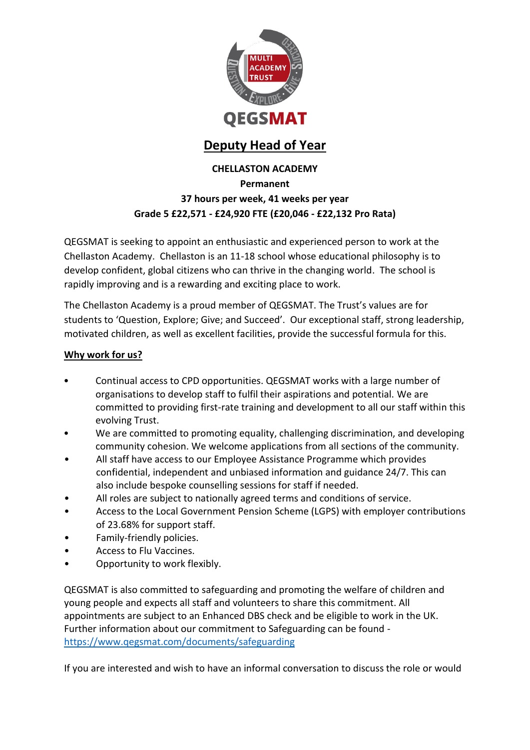# Deputy Head of Year

**CHELLASTON ACADEMY**
**Permanent**
**37 hours per week, 41 weeks per year**
**Grade 5 £22,571 - £24,920 FTE (£20,046 - £22,132 Pro Rata)**

QEGSMAT is seeking to appoint an enthusiastic and experienced person to work at the Chellaston Academy. Chellaston is an 11-18 school whose educational philosophy is to develop confident, global citizens who can thrive in the changing world. The school is rapidly improving and is a rewarding and exciting place to work.

The Chellaston Academy is a proud member of QEGSMAT. The Trust's values are for students to 'Question, Explore; Give; and Succeed'. Our exceptional staff, strong leadership, motivated children, as well as excellent facilities, provide the successful formula for this.

## Why work for us?

- Continual access to CPD opportunities. QEGSMAT works with a large number of organisations to develop staff to fulfil their aspirations and potential. We are committed to providing first-rate training and development to all our staff within this evolving Trust.
- We are committed to promoting equality, challenging discrimination, and developing community cohesion. We welcome applications from all sections of the community.
- All staff have access to our Employee Assistance Programme which provides confidential, independent and unbiased information and guidance 24/7. This can also include bespoke counselling sessions for staff if needed.
- All roles are subject to nationally agreed terms and conditions of service.
- Access to the Local Government Pension Scheme (LGPS) with employer contributions of 23.68% for support staff.
- Family-friendly policies.
- Access to Flu Vaccines.
- Opportunity to work flexibly.

QEGSMAT is also committed to safeguarding and promoting the welfare of children and young people and expects all staff and volunteers to share this commitment. All appointments are subject to an Enhanced DBS check and be eligible to work in the UK. Further information about our commitment to Safeguarding can be found - https://www.qegsmat.com/documents/safeguarding

If you are interested and wish to have an informal conversation to discuss the role or would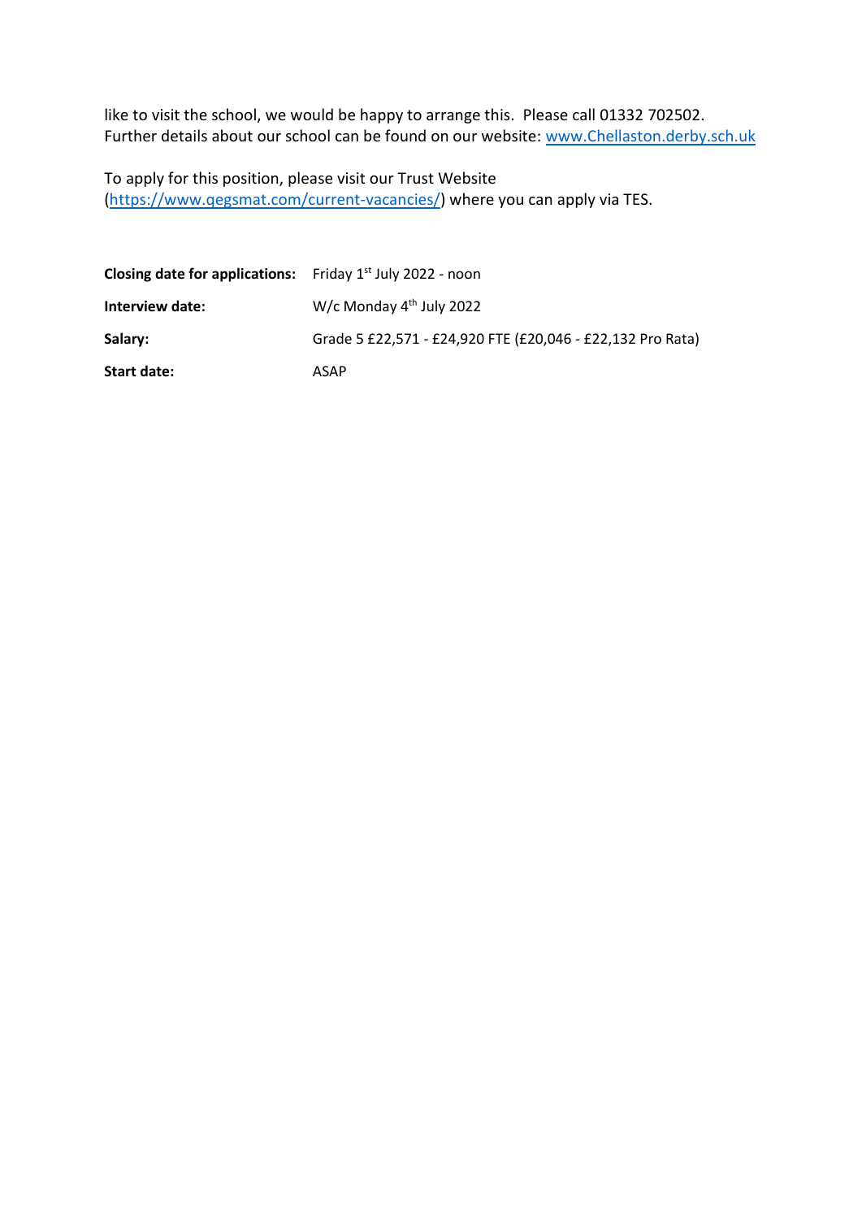like to visit the school, we would be happy to arrange this. Please call 01332 702502. Further details about our school can be found on our website: [www.Chellaston.derby.sch.uk](http://www.Chellaston.derby.sch.uk)

To apply for this position, please visit our Trust Website ([https://www.qegsmat.com/current-vacancies/](https://www.qegsmat.com/current-vacancies/)) where you can apply via TES.

**Closing date for applications:** Friday 1st July 2022 - noon

**Interview date:** W/c Monday 4th July 2022

**Salary:** Grade 5 £22,571 - £24,920 FTE (£20,046 - £22,132 Pro Rata)

**Start date:** ASAP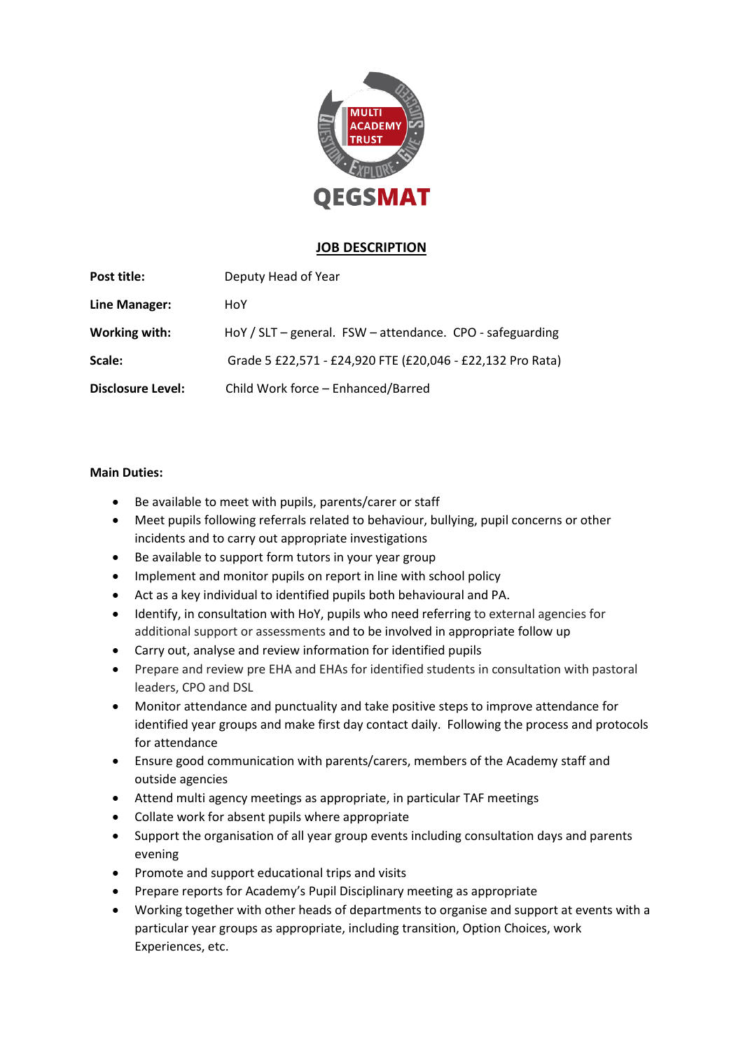QEGSMAT

## JOB DESCRIPTION

| | |
|---|---|
| **Post title:** | Deputy Head of Year |
| **Line Manager:** | HoY |
| **Working with:** | HoY / SLT – general. FSW – attendance. CPO - safeguarding |
| **Scale:** | Grade 5 £22,571 - £24,920 FTE (£20,046 - £22,132 Pro Rata) |
| **Disclosure Level:** | Child Work force – Enhanced/Barred |

**Main Duties:**

- Be available to meet with pupils, parents/carer or staff
- Meet pupils following referrals related to behaviour, bullying, pupil concerns or other incidents and to carry out appropriate investigations
- Be available to support form tutors in your year group
- Implement and monitor pupils on report in line with school policy
- Act as a key individual to identified pupils both behavioural and PA.
- Identify, in consultation with HoY, pupils who need referring to external agencies for additional support or assessments and to be involved in appropriate follow up
- Carry out, analyse and review information for identified pupils
- Prepare and review pre EHA and EHAs for identified students in consultation with pastoral leaders, CPO and DSL
- Monitor attendance and punctuality and take positive steps to improve attendance for identified year groups and make first day contact daily. Following the process and protocols for attendance
- Ensure good communication with parents/carers, members of the Academy staff and outside agencies
- Attend multi agency meetings as appropriate, in particular TAF meetings
- Collate work for absent pupils where appropriate
- Support the organisation of all year group events including consultation days and parents evening
- Promote and support educational trips and visits
- Prepare reports for Academy's Pupil Disciplinary meeting as appropriate
- Working together with other heads of departments to organise and support at events with a particular year groups as appropriate, including transition, Option Choices, work Experiences, etc.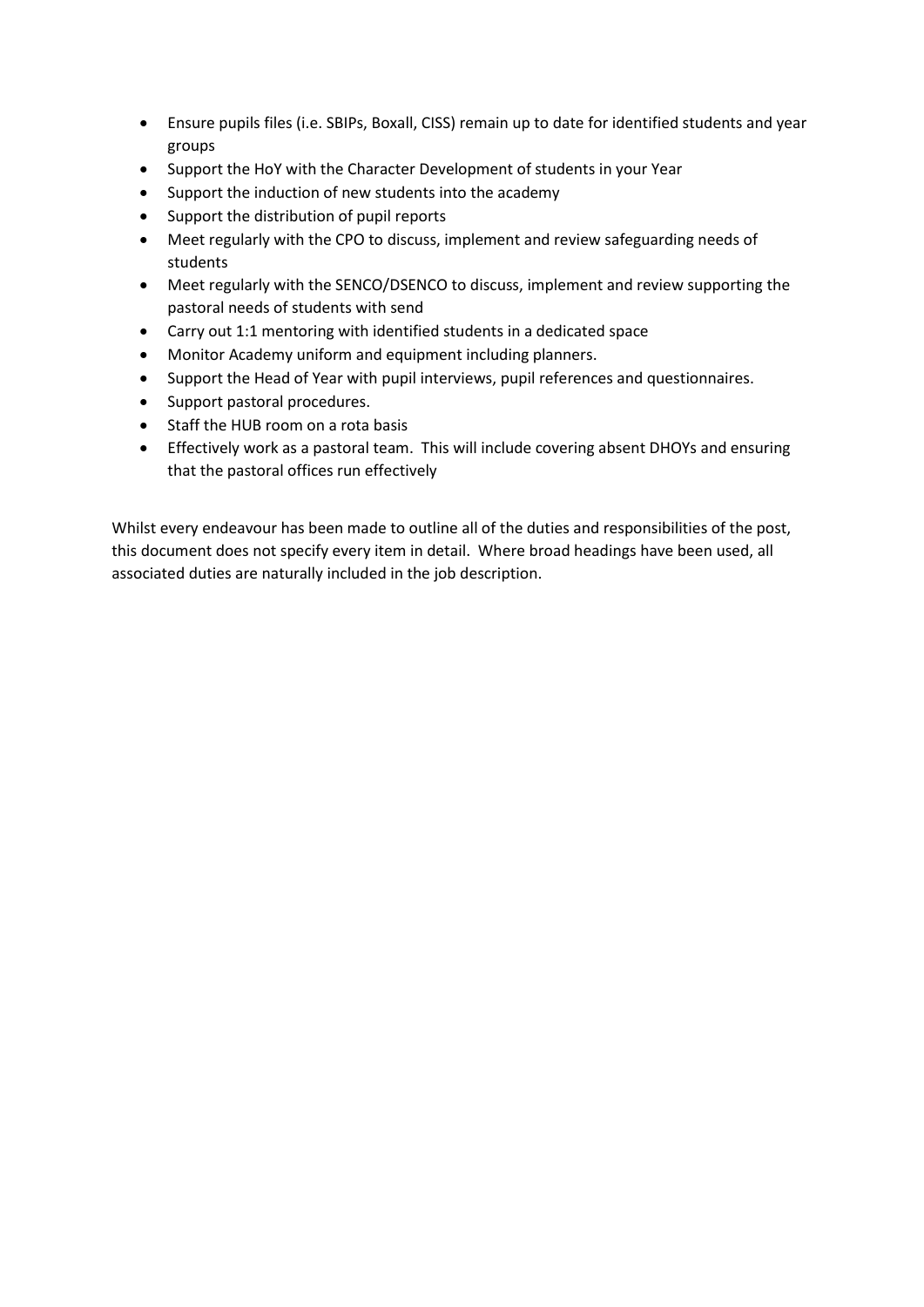- Ensure pupils files (i.e. SBIPs, Boxall, CISS) remain up to date for identified students and year groups
- Support the HoY with the Character Development of students in your Year
- Support the induction of new students into the academy
- Support the distribution of pupil reports
- Meet regularly with the CPO to discuss, implement and review safeguarding needs of students
- Meet regularly with the SENCO/DSENCO to discuss, implement and review supporting the pastoral needs of students with send
- Carry out 1:1 mentoring with identified students in a dedicated space
- Monitor Academy uniform and equipment including planners.
- Support the Head of Year with pupil interviews, pupil references and questionnaires.
- Support pastoral procedures.
- Staff the HUB room on a rota basis
- Effectively work as a pastoral team. This will include covering absent DHOYs and ensuring that the pastoral offices run effectively

Whilst every endeavour has been made to outline all of the duties and responsibilities of the post, this document does not specify every item in detail. Where broad headings have been used, all associated duties are naturally included in the job description.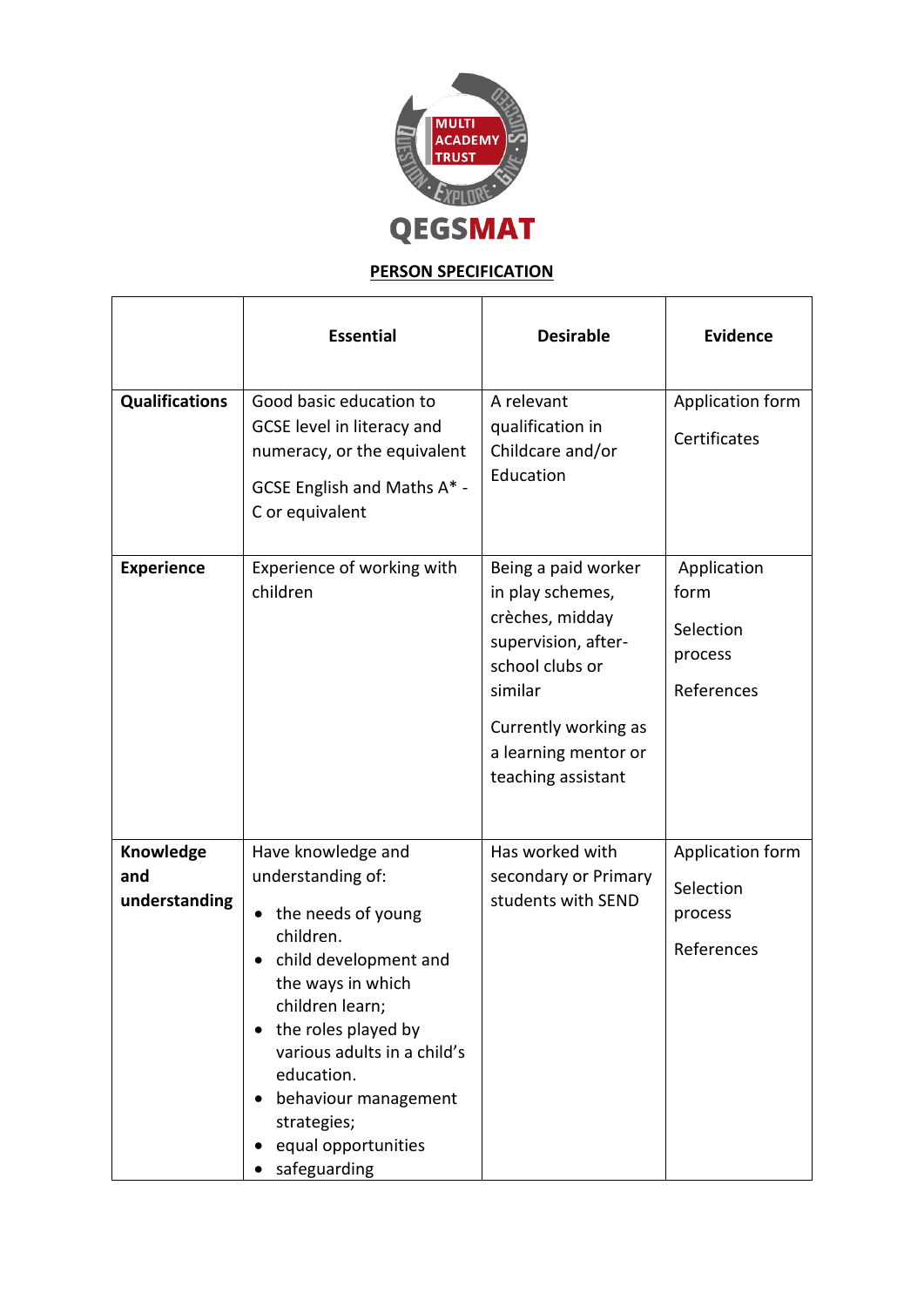QEGSMAT

**PERSON SPECIFICATION**

| | Essential | Desirable | Evidence |
|---|---|---|---|
| **Qualifications** | Good basic education to GCSE level in literacy and numeracy, or the equivalent<br><br>GCSE English and Maths A* - C or equivalent | A relevant qualification in Childcare and/or Education | Application form<br><br>Certificates |
| **Experience** | Experience of working with children | Being a paid worker in play schemes, crèches, midday supervision, after-school clubs or similar<br><br>Currently working as a learning mentor or teaching assistant | Application form<br><br>Selection process<br><br>References |
| **Knowledge and understanding** | Have knowledge and understanding of:<br>• the needs of young children.<br>• child development and the ways in which children learn;<br>• the roles played by various adults in a child's education.<br>• behaviour management strategies;<br>• equal opportunities<br>• safeguarding | Has worked with secondary or Primary students with SEND | Application form<br><br>Selection process<br><br>References |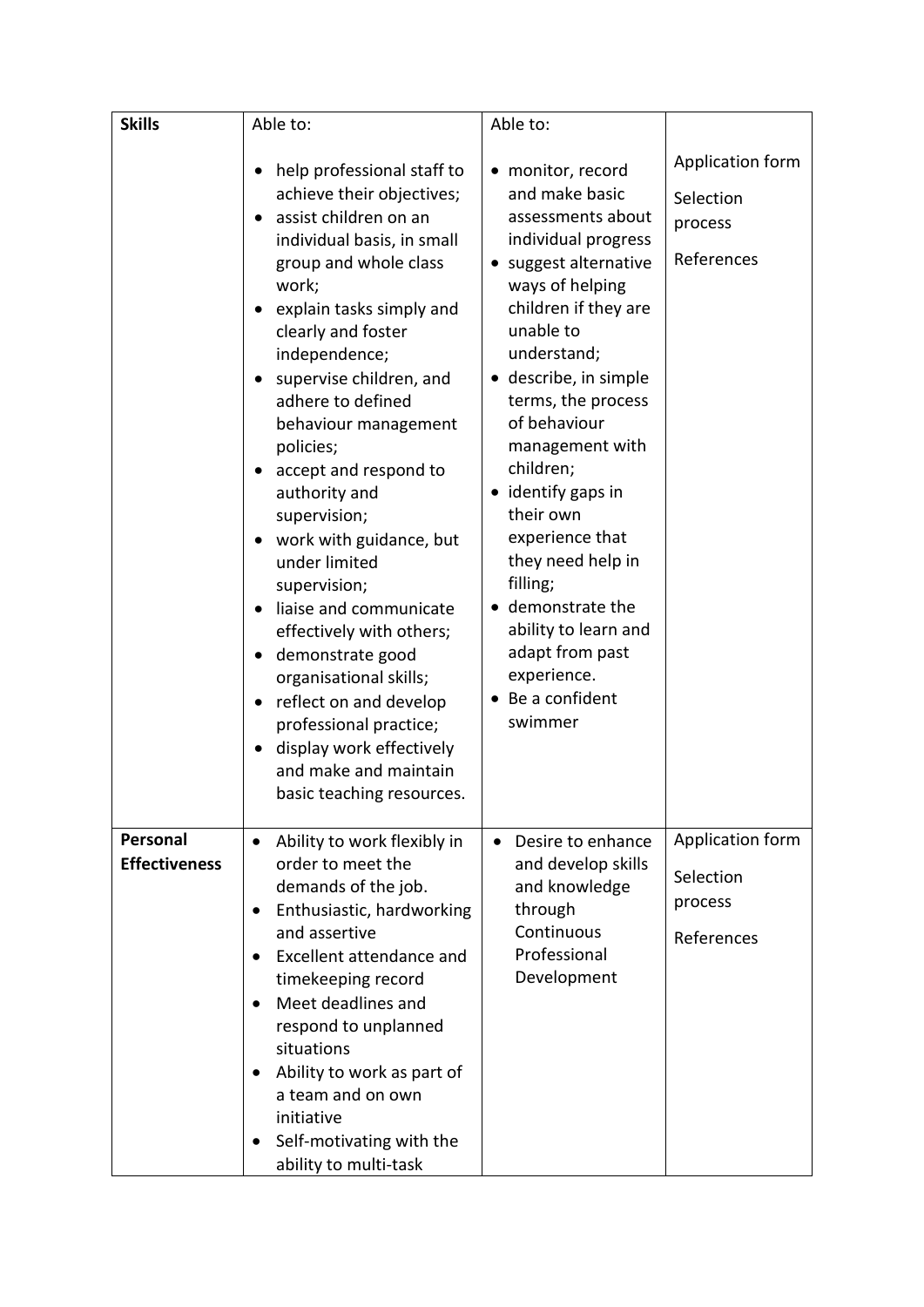| | | | |
|---|---|---|---|
| **Skills** | Able to:<br><br>• help professional staff to achieve their objectives;<br>• assist children on an individual basis, in small group and whole class work;<br>• explain tasks simply and clearly and foster independence;<br>• supervise children, and adhere to defined behaviour management policies;<br>• accept and respond to authority and supervision;<br>• work with guidance, but under limited supervision;<br>• liaise and communicate effectively with others;<br>• demonstrate good organisational skills;<br>• reflect on and develop professional practice;<br>• display work effectively and make and maintain basic teaching resources. | Able to:<br><br>• monitor, record and make basic assessments about individual progress<br>• suggest alternative ways of helping children if they are unable to understand;<br>• describe, in simple terms, the process of behaviour management with children;<br>• identify gaps in their own experience that they need help in filling;<br>• demonstrate the ability to learn and adapt from past experience.<br>• Be a confident swimmer | Application form<br><br>Selection process<br><br>References |
| **Personal Effectiveness** | • Ability to work flexibly in order to meet the demands of the job.<br>• Enthusiastic, hardworking and assertive<br>• Excellent attendance and timekeeping record<br>• Meet deadlines and respond to unplanned situations<br>• Ability to work as part of a team and on own initiative<br>• Self-motivating with the ability to multi-task | • Desire to enhance and develop skills and knowledge through Continuous Professional Development | Application form<br><br>Selection process<br><br>References |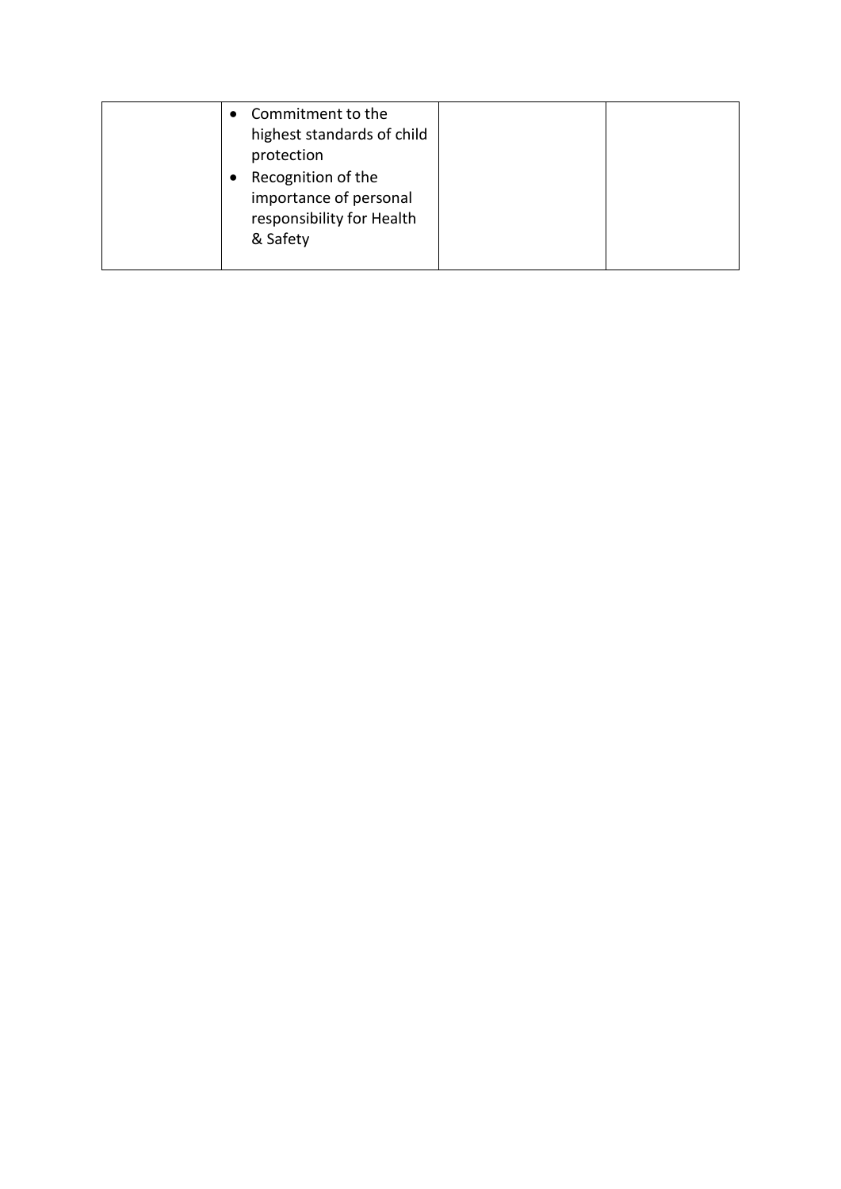| | | | |
|---|---|---|---|
| | • Commitment to the highest standards of child protection<br>• Recognition of the importance of personal responsibility for Health & Safety | | |